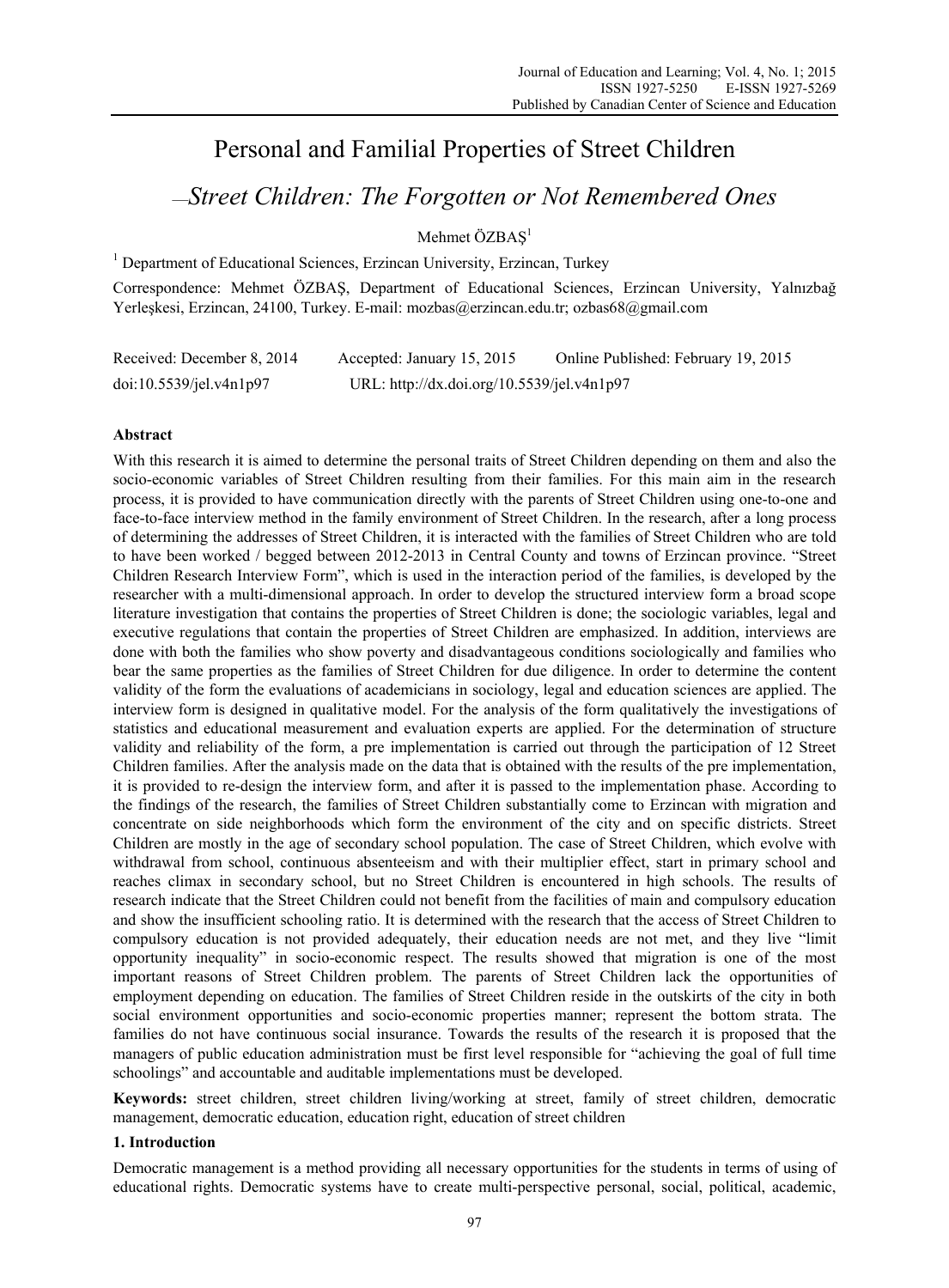# Personal and Familial Properties of Street Children

## —*Street Children: The Forgotten or Not Remembered Ones*

Mehmet ÖZBAŞ[1]

[1] Department of Educational Sciences, Erzincan University, Erzincan, Turkey

Correspondence: Mehmet ÖZBAŞ, Department of Educational Sciences, Erzincan University, Yalnızbağ Yerleşkesi, Erzincan, 24100, Turkey. E-mail: mozbas@erzincan.edu.tr; ozbas68@gmail.com

Received: December 8, 2014  Accepted: January 15, 2015  Online Published: February 19, 2015

doi:10.5539/jel.v4n1p97  URL: http://dx.doi.org/10.5539/jel.v4n1p97

### Abstract

With this research it is aimed to determine the personal traits of Street Children depending on them and also the socio-economic variables of Street Children resulting from their families. For this main aim in the research process, it is provided to have communication directly with the parents of Street Children using one-to-one and face-to-face interview method in the family environment of Street Children. In the research, after a long process of determining the addresses of Street Children, it is interacted with the families of Street Children who are told to have been worked / begged between 2012-2013 in Central County and towns of Erzincan province. "Street Children Research Interview Form", which is used in the interaction period of the families, is developed by the researcher with a multi-dimensional approach. In order to develop the structured interview form a broad scope literature investigation that contains the properties of Street Children is done; the sociologic variables, legal and executive regulations that contain the properties of Street Children are emphasized. In addition, interviews are done with both the families who show poverty and disadvantageous conditions sociologically and families who bear the same properties as the families of Street Children for due diligence. In order to determine the content validity of the form the evaluations of academicians in sociology, legal and education sciences are applied. The interview form is designed in qualitative model. For the analysis of the form qualitatively the investigations of statistics and educational measurement and evaluation experts are applied. For the determination of structure validity and reliability of the form, a pre implementation is carried out through the participation of 12 Street Children families. After the analysis made on the data that is obtained with the results of the pre implementation, it is provided to re-design the interview form, and after it is passed to the implementation phase. According to the findings of the research, the families of Street Children substantially come to Erzincan with migration and concentrate on side neighborhoods which form the environment of the city and on specific districts. Street Children are mostly in the age of secondary school population. The case of Street Children, which evolve with withdrawal from school, continuous absenteeism and with their multiplier effect, start in primary school and reaches climax in secondary school, but no Street Children is encountered in high schools. The results of research indicate that the Street Children could not benefit from the facilities of main and compulsory education and show the insufficient schooling ratio. It is determined with the research that the access of Street Children to compulsory education is not provided adequately, their education needs are not met, and they live "limit opportunity inequality" in socio-economic respect. The results showed that migration is one of the most important reasons of Street Children problem. The parents of Street Children lack the opportunities of employment depending on education. The families of Street Children reside in the outskirts of the city in both social environment opportunities and socio-economic properties manner; represent the bottom strata. The families do not have continuous social insurance. Towards the results of the research it is proposed that the managers of public education administration must be first level responsible for "achieving the goal of full time schoolings" and accountable and auditable implementations must be developed.

**Keywords:** street children, street children living/working at street, family of street children, democratic management, democratic education, education right, education of street children

### 1. Introduction

Democratic management is a method providing all necessary opportunities for the students in terms of using of educational rights. Democratic systems have to create multi-perspective personal, social, political, academic,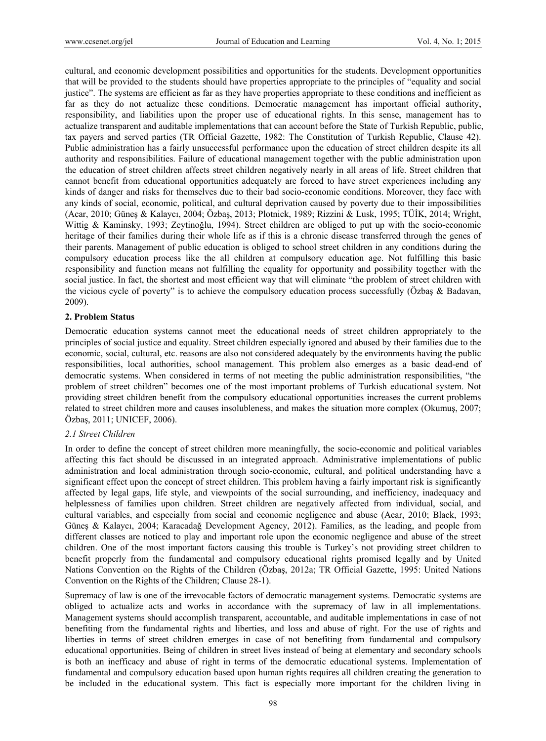cultural, and economic development possibilities and opportunities for the students. Development opportunities that will be provided to the students should have properties appropriate to the principles of "equality and social justice". The systems are efficient as far as they have properties appropriate to these conditions and inefficient as far as they do not actualize these conditions. Democratic management has important official authority, responsibility, and liabilities upon the proper use of educational rights. In this sense, management has to actualize transparent and auditable implementations that can account before the State of Turkish Republic, public, tax payers and served parties (TR Official Gazette, 1982: The Constitution of Turkish Republic, Clause 42). Public administration has a fairly unsuccessful performance upon the education of street children despite its all authority and responsibilities. Failure of educational management together with the public administration upon the education of street children affects street children negatively nearly in all areas of life. Street children that cannot benefit from educational opportunities adequately are forced to have street experiences including any kinds of danger and risks for themselves due to their bad socio-economic conditions. Moreover, they face with any kinds of social, economic, political, and cultural deprivation caused by poverty due to their impossibilities (Acar, 2010; Güneş & Kalaycı, 2004; Özbaş, 2013; Plotnick, 1989; Rizzini & Lusk, 1995; TÜİK, 2014; Wright, Wittig & Kaminsky, 1993; Zeytinoğlu, 1994). Street children are obliged to put up with the socio-economic heritage of their families during their whole life as if this is a chronic disease transferred through the genes of their parents. Management of public education is obliged to school street children in any conditions during the compulsory education process like the all children at compulsory education age. Not fulfilling this basic responsibility and function means not fulfilling the equality for opportunity and possibility together with the social justice. In fact, the shortest and most efficient way that will eliminate "the problem of street children with the vicious cycle of poverty" is to achieve the compulsory education process successfully (Özbaş & Badavan, 2009).

## 2. Problem Status

Democratic education systems cannot meet the educational needs of street children appropriately to the principles of social justice and equality. Street children especially ignored and abused by their families due to the economic, social, cultural, etc. reasons are also not considered adequately by the environments having the public responsibilities, local authorities, school management. This problem also emerges as a basic dead-end of democratic systems. When considered in terms of not meeting the public administration responsibilities, "the problem of street children" becomes one of the most important problems of Turkish educational system. Not providing street children benefit from the compulsory educational opportunities increases the current problems related to street children more and causes insolubleness, and makes the situation more complex (Okumuş, 2007; Özbaş, 2011; UNICEF, 2006).

### *2.1 Street Children*

In order to define the concept of street children more meaningfully, the socio-economic and political variables affecting this fact should be discussed in an integrated approach. Administrative implementations of public administration and local administration through socio-economic, cultural, and political understanding have a significant effect upon the concept of street children. This problem having a fairly important risk is significantly affected by legal gaps, life style, and viewpoints of the social surrounding, and inefficiency, inadequacy and helplessness of families upon children. Street children are negatively affected from individual, social, and cultural variables, and especially from social and economic negligence and abuse (Acar, 2010; Black, 1993; Güneş & Kalaycı, 2004; Karacadağ Development Agency, 2012). Families, as the leading, and people from different classes are noticed to play and important role upon the economic negligence and abuse of the street children. One of the most important factors causing this trouble is Turkey's not providing street children to benefit properly from the fundamental and compulsory educational rights promised legally and by United Nations Convention on the Rights of the Children (Özbaş, 2012a; TR Official Gazette, 1995: United Nations Convention on the Rights of the Children; Clause 28-1).

Supremacy of law is one of the irrevocable factors of democratic management systems. Democratic systems are obliged to actualize acts and works in accordance with the supremacy of law in all implementations. Management systems should accomplish transparent, accountable, and auditable implementations in case of not benefiting from the fundamental rights and liberties, and loss and abuse of right. For the use of rights and liberties in terms of street children emerges in case of not benefiting from fundamental and compulsory educational opportunities. Being of children in street lives instead of being at elementary and secondary schools is both an inefficacy and abuse of right in terms of the democratic educational systems. Implementation of fundamental and compulsory education based upon human rights requires all children creating the generation to be included in the educational system. This fact is especially more important for the children living in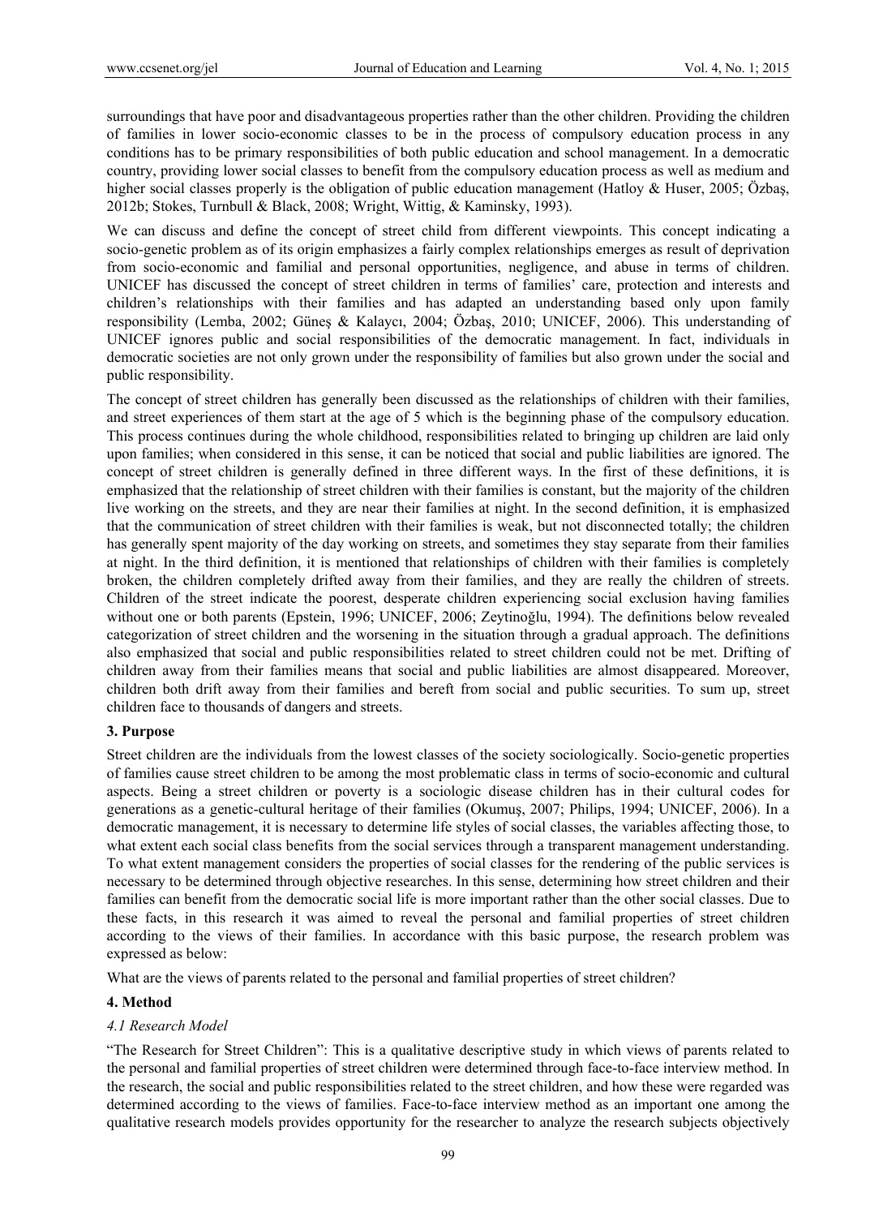surroundings that have poor and disadvantageous properties rather than the other children. Providing the children of families in lower socio-economic classes to be in the process of compulsory education process in any conditions has to be primary responsibilities of both public education and school management. In a democratic country, providing lower social classes to benefit from the compulsory education process as well as medium and higher social classes properly is the obligation of public education management (Hatloy & Huser, 2005; Özbaş, 2012b; Stokes, Turnbull & Black, 2008; Wright, Wittig, & Kaminsky, 1993).

We can discuss and define the concept of street child from different viewpoints. This concept indicating a socio-genetic problem as of its origin emphasizes a fairly complex relationships emerges as result of deprivation from socio-economic and familial and personal opportunities, negligence, and abuse in terms of children. UNICEF has discussed the concept of street children in terms of families' care, protection and interests and children's relationships with their families and has adapted an understanding based only upon family responsibility (Lemba, 2002; Güneş & Kalaycı, 2004; Özbaş, 2010; UNICEF, 2006). This understanding of UNICEF ignores public and social responsibilities of the democratic management. In fact, individuals in democratic societies are not only grown under the responsibility of families but also grown under the social and public responsibility.

The concept of street children has generally been discussed as the relationships of children with their families, and street experiences of them start at the age of 5 which is the beginning phase of the compulsory education. This process continues during the whole childhood, responsibilities related to bringing up children are laid only upon families; when considered in this sense, it can be noticed that social and public liabilities are ignored. The concept of street children is generally defined in three different ways. In the first of these definitions, it is emphasized that the relationship of street children with their families is constant, but the majority of the children live working on the streets, and they are near their families at night. In the second definition, it is emphasized that the communication of street children with their families is weak, but not disconnected totally; the children has generally spent majority of the day working on streets, and sometimes they stay separate from their families at night. In the third definition, it is mentioned that relationships of children with their families is completely broken, the children completely drifted away from their families, and they are really the children of streets. Children of the street indicate the poorest, desperate children experiencing social exclusion having families without one or both parents (Epstein, 1996; UNICEF, 2006; Zeytinoğlu, 1994). The definitions below revealed categorization of street children and the worsening in the situation through a gradual approach. The definitions also emphasized that social and public responsibilities related to street children could not be met. Drifting of children away from their families means that social and public liabilities are almost disappeared. Moreover, children both drift away from their families and bereft from social and public securities. To sum up, street children face to thousands of dangers and streets.

## 3. Purpose

Street children are the individuals from the lowest classes of the society sociologically. Socio-genetic properties of families cause street children to be among the most problematic class in terms of socio-economic and cultural aspects. Being a street children or poverty is a sociologic disease children has in their cultural codes for generations as a genetic-cultural heritage of their families (Okumuş, 2007; Philips, 1994; UNICEF, 2006). In a democratic management, it is necessary to determine life styles of social classes, the variables affecting those, to what extent each social class benefits from the social services through a transparent management understanding. To what extent management considers the properties of social classes for the rendering of the public services is necessary to be determined through objective researches. In this sense, determining how street children and their families can benefit from the democratic social life is more important rather than the other social classes. Due to these facts, in this research it was aimed to reveal the personal and familial properties of street children according to the views of their families. In accordance with this basic purpose, the research problem was expressed as below:

What are the views of parents related to the personal and familial properties of street children?

## 4. Method

### *4.1 Research Model*

"The Research for Street Children": This is a qualitative descriptive study in which views of parents related to the personal and familial properties of street children were determined through face-to-face interview method. In the research, the social and public responsibilities related to the street children, and how these were regarded was determined according to the views of families. Face-to-face interview method as an important one among the qualitative research models provides opportunity for the researcher to analyze the research subjects objectively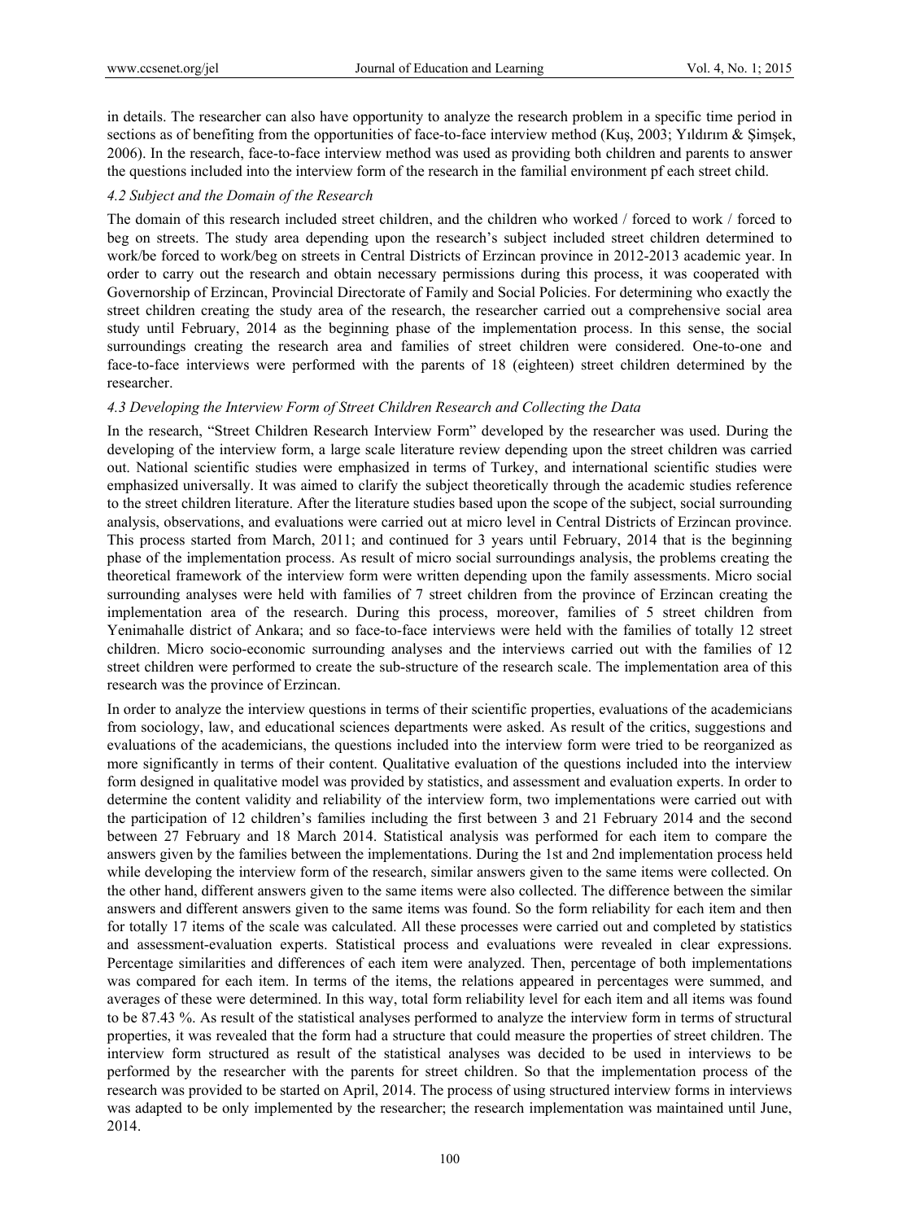in details. The researcher can also have opportunity to analyze the research problem in a specific time period in sections as of benefiting from the opportunities of face-to-face interview method (Kuş, 2003; Yıldırım & Şimşek, 2006). In the research, face-to-face interview method was used as providing both children and parents to answer the questions included into the interview form of the research in the familial environment pf each street child.

### 4.2 Subject and the Domain of the Research

The domain of this research included street children, and the children who worked / forced to work / forced to beg on streets. The study area depending upon the research's subject included street children determined to work/be forced to work/beg on streets in Central Districts of Erzincan province in 2012-2013 academic year. In order to carry out the research and obtain necessary permissions during this process, it was cooperated with Governorship of Erzincan, Provincial Directorate of Family and Social Policies. For determining who exactly the street children creating the study area of the research, the researcher carried out a comprehensive social area study until February, 2014 as the beginning phase of the implementation process. In this sense, the social surroundings creating the research area and families of street children were considered. One-to-one and face-to-face interviews were performed with the parents of 18 (eighteen) street children determined by the researcher.

### 4.3 Developing the Interview Form of Street Children Research and Collecting the Data

In the research, "Street Children Research Interview Form" developed by the researcher was used. During the developing of the interview form, a large scale literature review depending upon the street children was carried out. National scientific studies were emphasized in terms of Turkey, and international scientific studies were emphasized universally. It was aimed to clarify the subject theoretically through the academic studies reference to the street children literature. After the literature studies based upon the scope of the subject, social surrounding analysis, observations, and evaluations were carried out at micro level in Central Districts of Erzincan province. This process started from March, 2011; and continued for 3 years until February, 2014 that is the beginning phase of the implementation process. As result of micro social surroundings analysis, the problems creating the theoretical framework of the interview form were written depending upon the family assessments. Micro social surrounding analyses were held with families of 7 street children from the province of Erzincan creating the implementation area of the research. During this process, moreover, families of 5 street children from Yenimahalle district of Ankara; and so face-to-face interviews were held with the families of totally 12 street children. Micro socio-economic surrounding analyses and the interviews carried out with the families of 12 street children were performed to create the sub-structure of the research scale. The implementation area of this research was the province of Erzincan.

In order to analyze the interview questions in terms of their scientific properties, evaluations of the academicians from sociology, law, and educational sciences departments were asked. As result of the critics, suggestions and evaluations of the academicians, the questions included into the interview form were tried to be reorganized as more significantly in terms of their content. Qualitative evaluation of the questions included into the interview form designed in qualitative model was provided by statistics, and assessment and evaluation experts. In order to determine the content validity and reliability of the interview form, two implementations were carried out with the participation of 12 children's families including the first between 3 and 21 February 2014 and the second between 27 February and 18 March 2014. Statistical analysis was performed for each item to compare the answers given by the families between the implementations. During the 1st and 2nd implementation process held while developing the interview form of the research, similar answers given to the same items were collected. On the other hand, different answers given to the same items were also collected. The difference between the similar answers and different answers given to the same items was found. So the form reliability for each item and then for totally 17 items of the scale was calculated. All these processes were carried out and completed by statistics and assessment-evaluation experts. Statistical process and evaluations were revealed in clear expressions. Percentage similarities and differences of each item were analyzed. Then, percentage of both implementations was compared for each item. In terms of the items, the relations appeared in percentages were summed, and averages of these were determined. In this way, total form reliability level for each item and all items was found to be 87.43 %. As result of the statistical analyses performed to analyze the interview form in terms of structural properties, it was revealed that the form had a structure that could measure the properties of street children. The interview form structured as result of the statistical analyses was decided to be used in interviews to be performed by the researcher with the parents for street children. So that the implementation process of the research was provided to be started on April, 2014. The process of using structured interview forms in interviews was adapted to be only implemented by the researcher; the research implementation was maintained until June, 2014.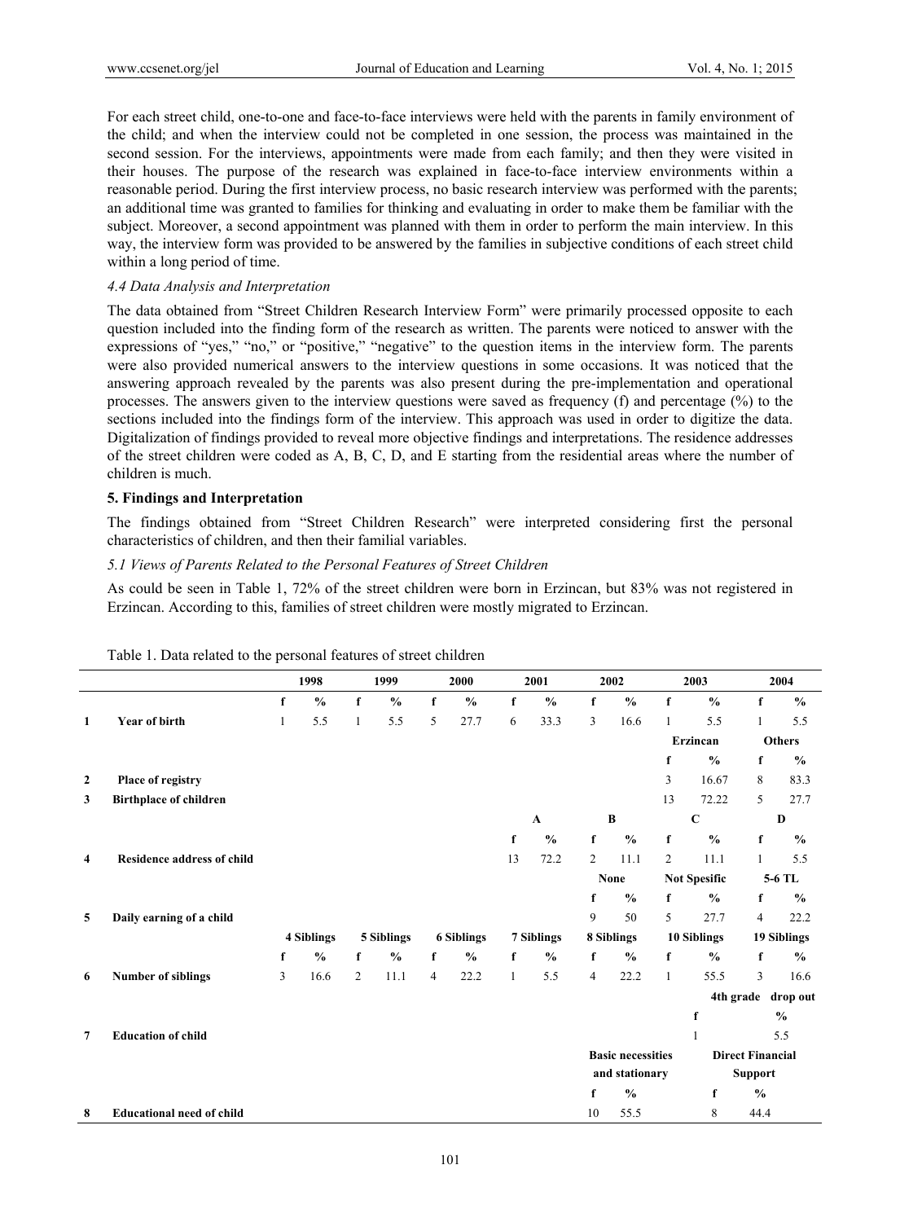For each street child, one-to-one and face-to-face interviews were held with the parents in family environment of the child; and when the interview could not be completed in one session, the process was maintained in the second session. For the interviews, appointments were made from each family; and then they were visited in their houses. The purpose of the research was explained in face-to-face interview environments within a reasonable period. During the first interview process, no basic research interview was performed with the parents; an additional time was granted to families for thinking and evaluating in order to make them be familiar with the subject. Moreover, a second appointment was planned with them in order to perform the main interview. In this way, the interview form was provided to be answered by the families in subjective conditions of each street child within a long period of time.

*4.4 Data Analysis and Interpretation*

The data obtained from "Street Children Research Interview Form" were primarily processed opposite to each question included into the finding form of the research as written. The parents were noticed to answer with the expressions of "yes," "no," or "positive," "negative" to the question items in the interview form. The parents were also provided numerical answers to the interview questions in some occasions. It was noticed that the answering approach revealed by the parents was also present during the pre-implementation and operational processes. The answers given to the interview questions were saved as frequency (f) and percentage (%) to the sections included into the findings form of the interview. This approach was used in order to digitize the data. Digitalization of findings provided to reveal more objective findings and interpretations. The residence addresses of the street children were coded as A, B, C, D, and E starting from the residential areas where the number of children is much.

## 5. Findings and Interpretation

The findings obtained from "Street Children Research" were interpreted considering first the personal characteristics of children, and then their familial variables.

*5.1 Views of Parents Related to the Personal Features of Street Children*

As could be seen in Table 1, 72% of the street children were born in Erzincan, but 83% was not registered in Erzincan. According to this, families of street children were mostly migrated to Erzincan.

Table 1. Data related to the personal features of street children

| | | **1998** | | **1999** | | **2000** | | **2001** | | **2002** | | **2003** | | **2004** | |
|---|---|---|---|---|---|---|---|---|---|---|---|---|---|---|---|
| | | **f** | **%** | **f** | **%** | **f** | **%** | **f** | **%** | **f** | **%** | **f** | **%** | **f** | **%** |
| **1** | **Year of birth** | 1 | 5.5 | 1 | 5.5 | 5 | 27.7 | 6 | 33.3 | 3 | 16.6 | 1 | 5.5 | 1 | 5.5 |
| | | | | | | | | | | | | **Erzincan** | | **Others** | |
| | | | | | | | | | | | | **f** | **%** | **f** | **%** |
| **2** | **Place of registry** | | | | | | | | | | | 3 | 16.67 | 8 | 83.3 |
| **3** | **Birthplace of children** | | | | | | | | | | | 13 | 72.22 | 5 | 27.7 |
| | | | | | | | | **A** | | **B** | | **C** | | **D** | |
| | | | | | | | | **f** | **%** | **f** | **%** | **f** | **%** | **f** | **%** |
| **4** | **Residence address of child** | | | | | | | 13 | 72.2 | 2 | 11.1 | 2 | 11.1 | 1 | 5.5 |
| | | | | | | | | | | **None** | | **Not Spesific** | | **5-6 TL** | |
| | | | | | | | | | | **f** | **%** | **f** | **%** | **f** | **%** |
| **5** | **Daily earning of a child** | | | | | | | | | 9 | 50 | 5 | 27.7 | 4 | 22.2 |
| | | **4 Siblings** | | **5 Siblings** | | **6 Siblings** | | **7 Siblings** | | **8 Siblings** | | **10 Siblings** | | **19 Siblings** | |
| | | **f** | **%** | **f** | **%** | **f** | **%** | **f** | **%** | **f** | **%** | **f** | **%** | **f** | **%** |
| **6** | **Number of siblings** | 3 | 16.6 | 2 | 11.1 | 4 | 22.2 | 1 | 5.5 | 4 | 22.2 | 1 | 55.5 | 3 | 16.6 |
| | | | | | | | | | | | | **4th grade drop out** | | | |
| | | | | | | | | | | | | | **f** | | **%** |
| **7** | **Education of child** | | | | | | | | | | | | 1 | | 5.5 |
| | | | | | | | | | | **Basic necessities and stationary** | | **Direct Financial Support** | | | |
| | | | | | | | | | | **f** | **%** | | **f** | **%** | |
| **8** | **Educational need of child** | | | | | | | | | 10 | 55.5 | | 8 | 44.4 | |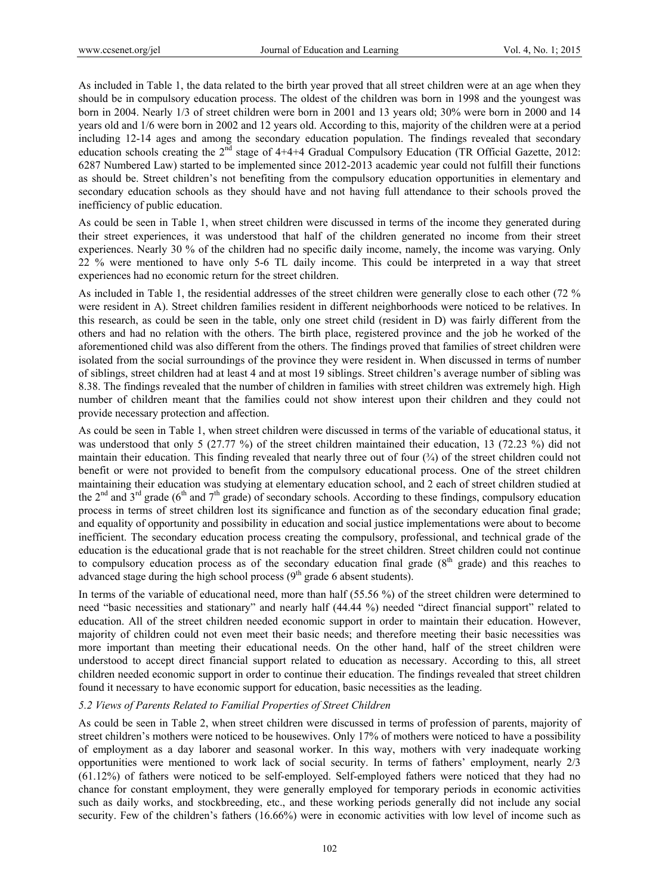As included in Table 1, the data related to the birth year proved that all street children were at an age when they should be in compulsory education process. The oldest of the children was born in 1998 and the youngest was born in 2004. Nearly 1/3 of street children were born in 2001 and 13 years old; 30% were born in 2000 and 14 years old and 1/6 were born in 2002 and 12 years old. According to this, majority of the children were at a period including 12-14 ages and among the secondary education population. The findings revealed that secondary education schools creating the 2nd stage of 4+4+4 Gradual Compulsory Education (TR Official Gazette, 2012: 6287 Numbered Law) started to be implemented since 2012-2013 academic year could not fulfill their functions as should be. Street children's not benefiting from the compulsory education opportunities in elementary and secondary education schools as they should have and not having full attendance to their schools proved the inefficiency of public education.

As could be seen in Table 1, when street children were discussed in terms of the income they generated during their street experiences, it was understood that half of the children generated no income from their street experiences. Nearly 30 % of the children had no specific daily income, namely, the income was varying. Only 22 % were mentioned to have only 5-6 TL daily income. This could be interpreted in a way that street experiences had no economic return for the street children.

As included in Table 1, the residential addresses of the street children were generally close to each other (72 % were resident in A). Street children families resident in different neighborhoods were noticed to be relatives. In this research, as could be seen in the table, only one street child (resident in D) was fairly different from the others and had no relation with the others. The birth place, registered province and the job he worked of the aforementioned child was also different from the others. The findings proved that families of street children were isolated from the social surroundings of the province they were resident in. When discussed in terms of number of siblings, street children had at least 4 and at most 19 siblings. Street children's average number of sibling was 8.38. The findings revealed that the number of children in families with street children was extremely high. High number of children meant that the families could not show interest upon their children and they could not provide necessary protection and affection.

As could be seen in Table 1, when street children were discussed in terms of the variable of educational status, it was understood that only 5 (27.77 %) of the street children maintained their education, 13 (72.23 %) did not maintain their education. This finding revealed that nearly three out of four (¾) of the street children could not benefit or were not provided to benefit from the compulsory educational process. One of the street children maintaining their education was studying at elementary education school, and 2 each of street children studied at the 2nd and 3rd grade (6th and 7th grade) of secondary schools. According to these findings, compulsory education process in terms of street children lost its significance and function as of the secondary education final grade; and equality of opportunity and possibility in education and social justice implementations were about to become inefficient. The secondary education process creating the compulsory, professional, and technical grade of the education is the educational grade that is not reachable for the street children. Street children could not continue to compulsory education process as of the secondary education final grade (8th grade) and this reaches to advanced stage during the high school process (9th grade 6 absent students).

In terms of the variable of educational need, more than half (55.56 %) of the street children were determined to need "basic necessities and stationary" and nearly half (44.44 %) needed "direct financial support" related to education. All of the street children needed economic support in order to maintain their education. However, majority of children could not even meet their basic needs; and therefore meeting their basic necessities was more important than meeting their educational needs. On the other hand, half of the street children were understood to accept direct financial support related to education as necessary. According to this, all street children needed economic support in order to continue their education. The findings revealed that street children found it necessary to have economic support for education, basic necessities as the leading.

### *5.2 Views of Parents Related to Familial Properties of Street Children*

As could be seen in Table 2, when street children were discussed in terms of profession of parents, majority of street children's mothers were noticed to be housewives. Only 17% of mothers were noticed to have a possibility of employment as a day laborer and seasonal worker. In this way, mothers with very inadequate working opportunities were mentioned to work lack of social security. In terms of fathers' employment, nearly 2/3 (61.12%) of fathers were noticed to be self-employed. Self-employed fathers were noticed that they had no chance for constant employment, they were generally employed for temporary periods in economic activities such as daily works, and stockbreeding, etc., and these working periods generally did not include any social security. Few of the children's fathers (16.66%) were in economic activities with low level of income such as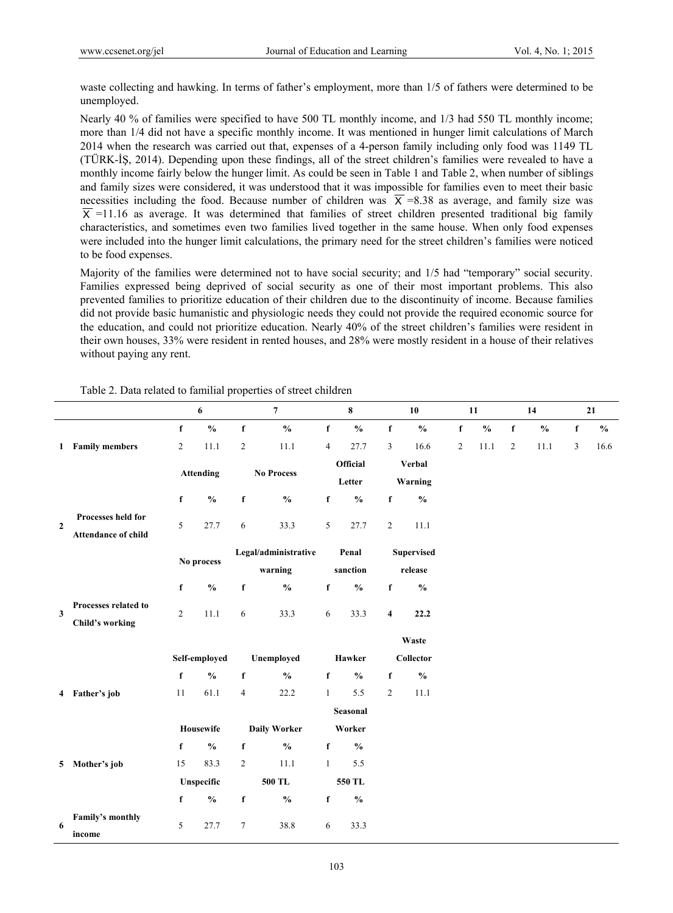waste collecting and hawking. In terms of father's employment, more than 1/5 of fathers were determined to be unemployed.

Nearly 40 % of families were specified to have 500 TL monthly income, and 1/3 had 550 TL monthly income; more than 1/4 did not have a specific monthly income. It was mentioned in hunger limit calculations of March 2014 when the research was carried out that, expenses of a 4-person family including only food was 1149 TL (TÜRK-İŞ, 2014). Depending upon these findings, all of the street children's families were revealed to have a monthly income fairly below the hunger limit. As could be seen in Table 1 and Table 2, when number of siblings and family sizes were considered, it was understood that it was impossible for families even to meet their basic necessities including the food. Because number of children was $\overline{X}$ =8.38 as average, and family size was $\overline{X}$ =11.16 as average. It was determined that families of street children presented traditional big family characteristics, and sometimes even two families lived together in the same house. When only food expenses were included into the hunger limit calculations, the primary need for the street children's families were noticed to be food expenses.

Majority of the families were determined not to have social security; and 1/5 had "temporary" social security. Families expressed being deprived of social security as one of their most important problems. This also prevented families to prioritize education of their children due to the discontinuity of income. Because families did not provide basic humanistic and physiologic needs they could not provide the required economic source for the education, and could not prioritize education. Nearly 40% of the street children's families were resident in their own houses, 33% were resident in rented houses, and 28% were mostly resident in a house of their relatives without paying any rent.

Table 2. Data related to familial properties of street children

| | | 6 | | 7 | | 8 | | 10 | | 11 | | 14 | | 21 | |
|---|---|---|---|---|---|---|---|---|---|---|---|---|---|---|---|
| | | f | % | f | % | f | % | f | % | f | % | f | % | f | % |
| 1 | **Family members** | 2 | 11.1 | 2 | 11.1 | 4 | 27.7 | 3 | 16.6 | 2 | 11.1 | 2 | 11.1 | 3 | 16.6 |
| | | **Attending** | | **No Process** | | **Official Letter** | | **Verbal Warning** | | | | | | | |
| | | f | % | f | % | f | % | f | % | | | | | | |
| 2 | **Processes held for Attendance of child** | 5 | 27.7 | 6 | 33.3 | 5 | 27.7 | 2 | 11.1 | | | | | | |
| | | **No process** | | **Legal/administrative warning** | | **Penal sanction** | | **Supervised release** | | | | | | | |
| | | f | % | f | % | f | % | f | % | | | | | | |
| 3 | **Processes related to Child's working** | 2 | 11.1 | 6 | 33.3 | 6 | 33.3 | **4** | **22.2** | | | | | | |
| | | **Self-employed** | | **Unemployed** | | **Hawker** | | **Waste Collector** | | | | | | | |
| | | f | % | f | % | f | % | f | % | | | | | | |
| 4 | **Father's job** | 11 | 61.1 | 4 | 22.2 | 1 | 5.5 | 2 | 11.1 | | | | | | |
| | | **Housewife** | | **Daily Worker** | | **Seasonal Worker** | | | | | | | | | |
| | | f | % | f | % | f | % | | | | | | | | |
| 5 | **Mother's job** | 15 | 83.3 | 2 | 11.1 | 1 | 5.5 | | | | | | | | |
| | | **Unspecific** | | **500 TL** | | **550 TL** | | | | | | | | | |
| | | f | % | f | % | f | % | | | | | | | | |
| 6 | **Family's monthly income** | 5 | 27.7 | 7 | 38.8 | 6 | 33.3 | | | | | | | | |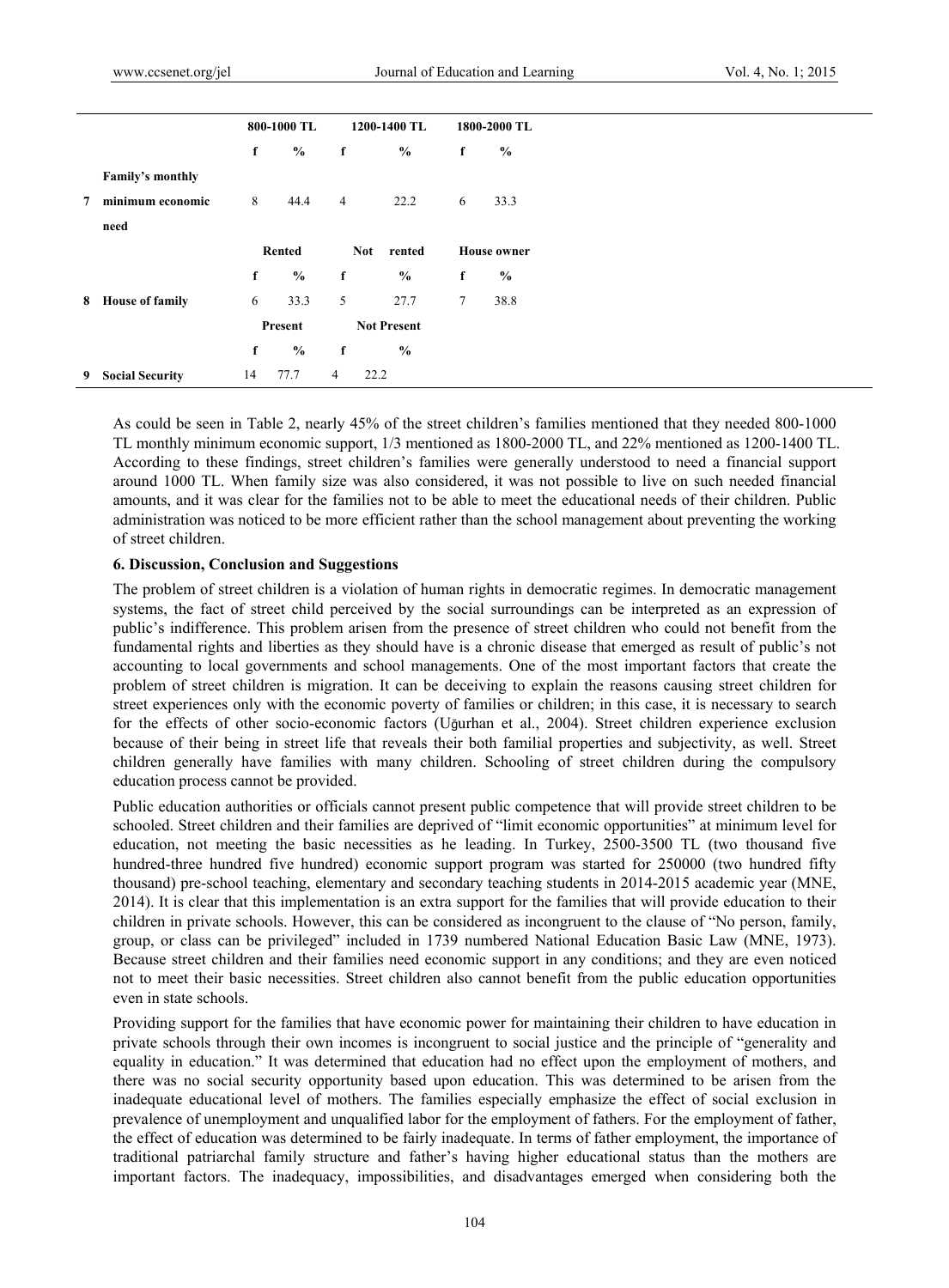| | | 800-1000 TL | | 1200-1400 TL | | 1800-2000 TL | |
|---|---|---|---|---|---|---|---|
| | | f | % | f | % | f | % |
| 7 | Family's monthly minimum economic need | 8 | 44.4 | 4 | 22.2 | 6 | 33.3 |
| | | Rented | | Not rented | | House owner | |
| | | f | % | f | % | f | % |
| 8 | House of family | 6 | 33.3 | 5 | 27.7 | 7 | 38.8 |
| | | Present | | Not Present | | | |
| | | f | % | f | % | | |
| 9 | Social Security | 14 | 77.7 | 4 | 22.2 | | |

As could be seen in Table 2, nearly 45% of the street children's families mentioned that they needed 800-1000 TL monthly minimum economic support, 1/3 mentioned as 1800-2000 TL, and 22% mentioned as 1200-1400 TL. According to these findings, street children's families were generally understood to need a financial support around 1000 TL. When family size was also considered, it was not possible to live on such needed financial amounts, and it was clear for the families not to be able to meet the educational needs of their children. Public administration was noticed to be more efficient rather than the school management about preventing the working of street children.

### 6. Discussion, Conclusion and Suggestions

The problem of street children is a violation of human rights in democratic regimes. In democratic management systems, the fact of street child perceived by the social surroundings can be interpreted as an expression of public's indifference. This problem arisen from the presence of street children who could not benefit from the fundamental rights and liberties as they should have is a chronic disease that emerged as result of public's not accounting to local governments and school managements. One of the most important factors that create the problem of street children is migration. It can be deceiving to explain the reasons causing street children for street experiences only with the economic poverty of families or children; in this case, it is necessary to search for the effects of other socio-economic factors (Uğurhan et al., 2004). Street children experience exclusion because of their being in street life that reveals their both familial properties and subjectivity, as well. Street children generally have families with many children. Schooling of street children during the compulsory education process cannot be provided.

Public education authorities or officials cannot present public competence that will provide street children to be schooled. Street children and their families are deprived of "limit economic opportunities" at minimum level for education, not meeting the basic necessities as he leading. In Turkey, 2500-3500 TL (two thousand five hundred-three hundred five hundred) economic support program was started for 250000 (two hundred fifty thousand) pre-school teaching, elementary and secondary teaching students in 2014-2015 academic year (MNE, 2014). It is clear that this implementation is an extra support for the families that will provide education to their children in private schools. However, this can be considered as incongruent to the clause of "No person, family, group, or class can be privileged" included in 1739 numbered National Education Basic Law (MNE, 1973). Because street children and their families need economic support in any conditions; and they are even noticed not to meet their basic necessities. Street children also cannot benefit from the public education opportunities even in state schools.

Providing support for the families that have economic power for maintaining their children to have education in private schools through their own incomes is incongruent to social justice and the principle of "generality and equality in education." It was determined that education had no effect upon the employment of mothers, and there was no social security opportunity based upon education. This was determined to be arisen from the inadequate educational level of mothers. The families especially emphasize the effect of social exclusion in prevalence of unemployment and unqualified labor for the employment of fathers. For the employment of father, the effect of education was determined to be fairly inadequate. In terms of father employment, the importance of traditional patriarchal family structure and father's having higher educational status than the mothers are important factors. The inadequacy, impossibilities, and disadvantages emerged when considering both the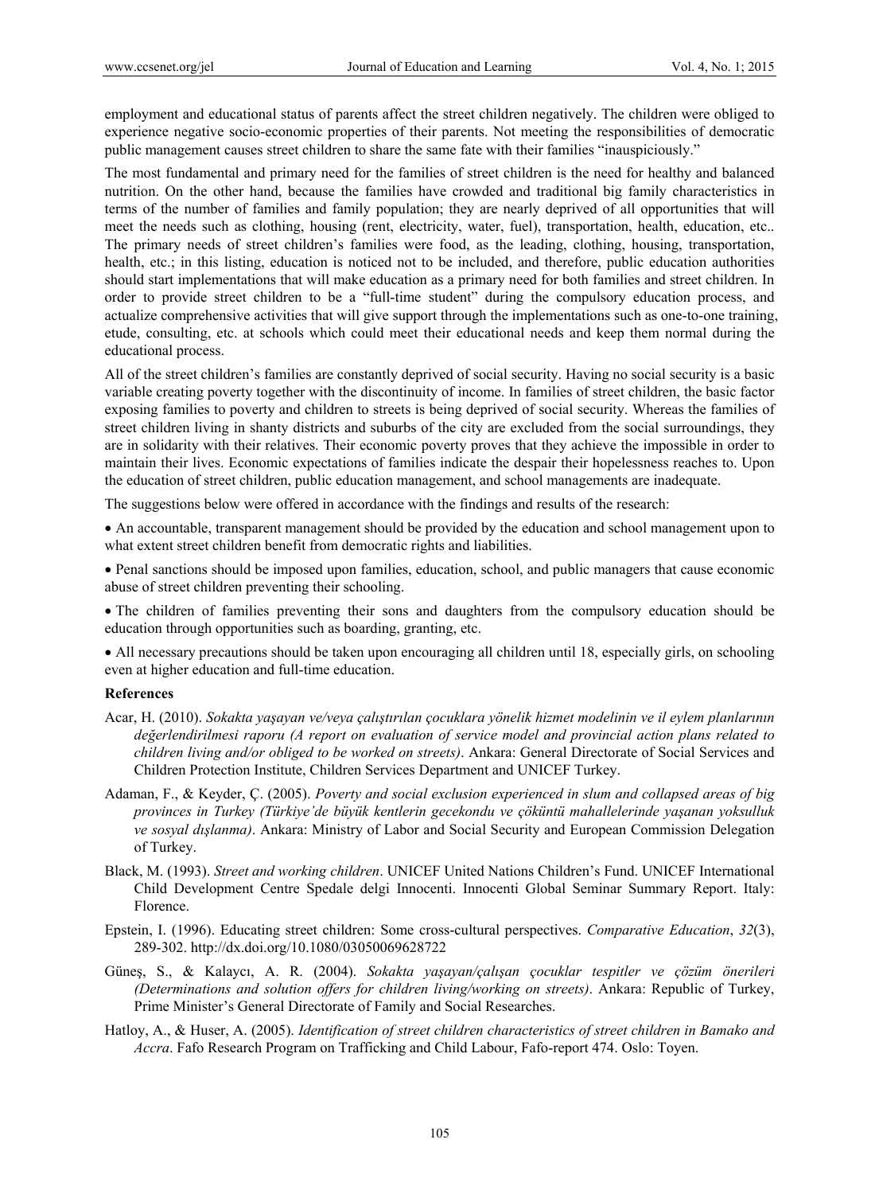employment and educational status of parents affect the street children negatively. The children were obliged to experience negative socio-economic properties of their parents. Not meeting the responsibilities of democratic public management causes street children to share the same fate with their families "inauspiciously."

The most fundamental and primary need for the families of street children is the need for healthy and balanced nutrition. On the other hand, because the families have crowded and traditional big family characteristics in terms of the number of families and family population; they are nearly deprived of all opportunities that will meet the needs such as clothing, housing (rent, electricity, water, fuel), transportation, health, education, etc.. The primary needs of street children's families were food, as the leading, clothing, housing, transportation, health, etc.; in this listing, education is noticed not to be included, and therefore, public education authorities should start implementations that will make education as a primary need for both families and street children. In order to provide street children to be a "full-time student" during the compulsory education process, and actualize comprehensive activities that will give support through the implementations such as one-to-one training, etude, consulting, etc. at schools which could meet their educational needs and keep them normal during the educational process.

All of the street children's families are constantly deprived of social security. Having no social security is a basic variable creating poverty together with the discontinuity of income. In families of street children, the basic factor exposing families to poverty and children to streets is being deprived of social security. Whereas the families of street children living in shanty districts and suburbs of the city are excluded from the social surroundings, they are in solidarity with their relatives. Their economic poverty proves that they achieve the impossible in order to maintain their lives. Economic expectations of families indicate the despair their hopelessness reaches to. Upon the education of street children, public education management, and school managements are inadequate.

The suggestions below were offered in accordance with the findings and results of the research:

- An accountable, transparent management should be provided by the education and school management upon to what extent street children benefit from democratic rights and liabilities.
- Penal sanctions should be imposed upon families, education, school, and public managers that cause economic abuse of street children preventing their schooling.
- The children of families preventing their sons and daughters from the compulsory education should be education through opportunities such as boarding, granting, etc.
- All necessary precautions should be taken upon encouraging all children until 18, especially girls, on schooling even at higher education and full-time education.

## References

Acar, H. (2010). *Sokakta yaşayan ve/veya çalıştırılan çocuklara yönelik hizmet modelinin ve il eylem planlarının değerlendirilmesi raporu (A report on evaluation of service model and provincial action plans related to children living and/or obliged to be worked on streets)*. Ankara: General Directorate of Social Services and Children Protection Institute, Children Services Department and UNICEF Turkey.

Adaman, F., & Keyder, Ç. (2005). *Poverty and social exclusion experienced in slum and collapsed areas of big provinces in Turkey (Türkiye'de büyük kentlerin gecekondu ve çöküntü mahallelerinde yaşanan yoksulluk ve sosyal dışlanma)*. Ankara: Ministry of Labor and Social Security and European Commission Delegation of Turkey.

Black, M. (1993). *Street and working children*. UNICEF United Nations Children's Fund. UNICEF International Child Development Centre Spedale delgi Innocenti. Innocenti Global Seminar Summary Report. Italy: Florence.

Epstein, I. (1996). Educating street children: Some cross-cultural perspectives. *Comparative Education*, *32*(3), 289-302. http://dx.doi.org/10.1080/03050069628722

Güneş, S., & Kalaycı, A. R. (2004). *Sokakta yaşayan/çalışan çocuklar tespitler ve çözüm önerileri (Determinations and solution offers for children living/working on streets)*. Ankara: Republic of Turkey, Prime Minister's General Directorate of Family and Social Researches.

Hatloy, A., & Huser, A. (2005). *Identification of street children characteristics of street children in Bamako and Accra*. Fafo Research Program on Trafficking and Child Labour, Fafo-report 474. Oslo: Toyen.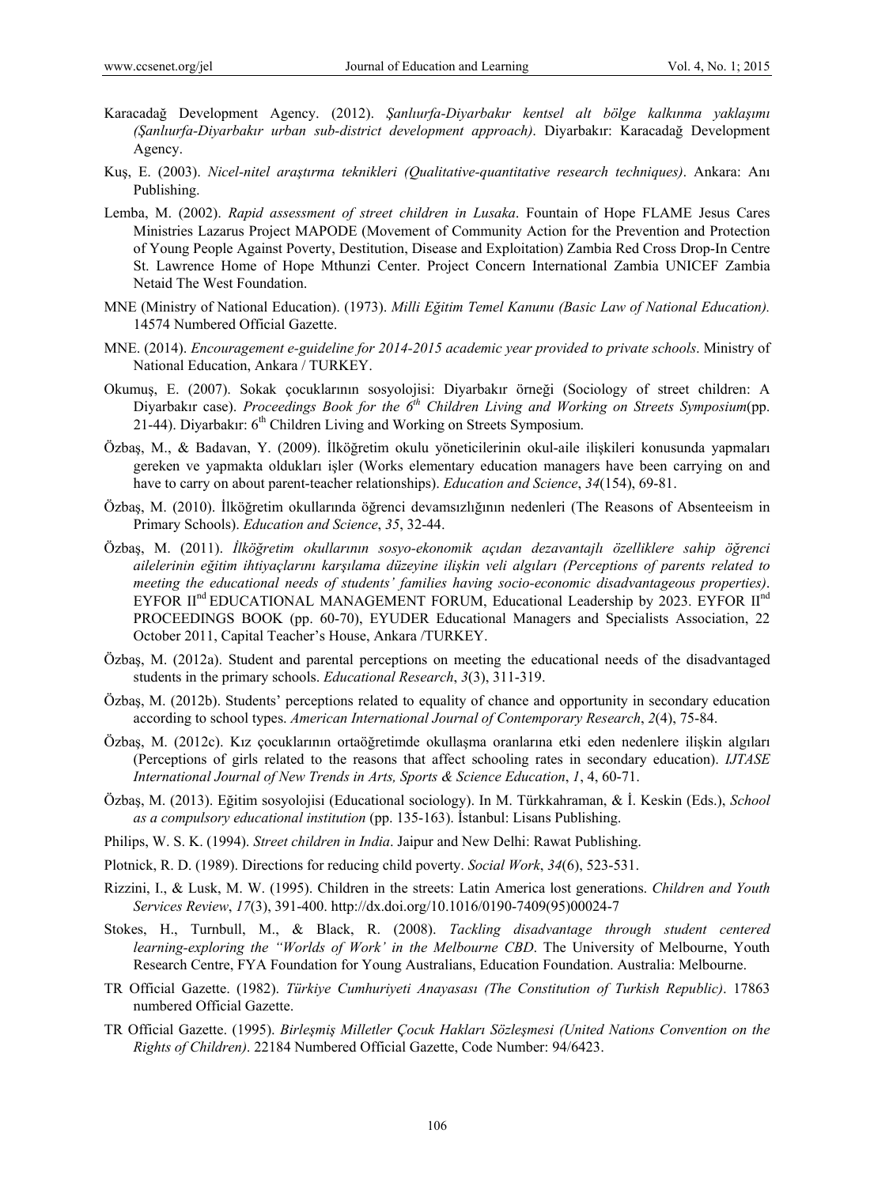Karacadağ Development Agency. (2012). *Şanlıurfa-Diyarbakır kentsel alt bölge kalkınma yaklaşımı (Şanlıurfa-Diyarbakır urban sub-district development approach)*. Diyarbakır: Karacadağ Development Agency.

Kuş, E. (2003). *Nicel-nitel araştırma teknikleri (Qualitative-quantitative research techniques)*. Ankara: Anı Publishing.

Lemba, M. (2002). *Rapid assessment of street children in Lusaka*. Fountain of Hope FLAME Jesus Cares Ministries Lazarus Project MAPODE (Movement of Community Action for the Prevention and Protection of Young People Against Poverty, Destitution, Disease and Exploitation) Zambia Red Cross Drop-In Centre St. Lawrence Home of Hope Mthunzi Center. Project Concern International Zambia UNICEF Zambia Netaid The West Foundation.

MNE (Ministry of National Education). (1973). *Milli Eğitim Temel Kanunu (Basic Law of National Education).* 14574 Numbered Official Gazette.

MNE. (2014). *Encouragement e-guideline for 2014-2015 academic year provided to private schools*. Ministry of National Education, Ankara / TURKEY.

Okumuş, E. (2007). Sokak çocuklarının sosyolojisi: Diyarbakır örneği (Sociology of street children: A Diyarbakır case). *Proceedings Book for the 6th Children Living and Working on Streets Symposium*(pp. 21-44). Diyarbakır: 6th Children Living and Working on Streets Symposium.

Özbaş, M., & Badavan, Y. (2009). İlköğretim okulu yöneticilerinin okul-aile ilişkileri konusunda yapmaları gereken ve yapmakta oldukları işler (Works elementary education managers have been carrying on and have to carry on about parent-teacher relationships). *Education and Science*, *34*(154), 69-81.

Özbaş, M. (2010). İlköğretim okullarında öğrenci devamsızlığının nedenleri (The Reasons of Absenteeism in Primary Schools). *Education and Science*, *35*, 32-44.

Özbaş, M. (2011). *İlköğretim okullarının sosyo-ekonomik açıdan dezavantajlı özelliklere sahip öğrenci ailelerinin eğitim ihtiyaçlarını karşılama düzeyine ilişkin veli algıları (Perceptions of parents related to meeting the educational needs of students' families having socio-economic disadvantageous properties)*. EYFOR IInd EDUCATIONAL MANAGEMENT FORUM, Educational Leadership by 2023. EYFOR IInd PROCEEDINGS BOOK (pp. 60-70), EYUDER Educational Managers and Specialists Association, 22 October 2011, Capital Teacher's House, Ankara /TURKEY.

Özbaş, M. (2012a). Student and parental perceptions on meeting the educational needs of the disadvantaged students in the primary schools. *Educational Research*, *3*(3), 311-319.

Özbaş, M. (2012b). Students' perceptions related to equality of chance and opportunity in secondary education according to school types. *American International Journal of Contemporary Research*, *2*(4), 75-84.

Özbaş, M. (2012c). Kız çocuklarının ortaöğretimde okullaşma oranlarına etki eden nedenlere ilişkin algıları (Perceptions of girls related to the reasons that affect schooling rates in secondary education). *IJTASE International Journal of New Trends in Arts, Sports & Science Education*, *1*, 4, 60-71.

Özbaş, M. (2013). Eğitim sosyolojisi (Educational sociology). In M. Türkkahraman, & İ. Keskin (Eds.), *School as a compulsory educational institution* (pp. 135-163). İstanbul: Lisans Publishing.

Philips, W. S. K. (1994). *Street children in India*. Jaipur and New Delhi: Rawat Publishing.

Plotnick, R. D. (1989). Directions for reducing child poverty. *Social Work*, *34*(6), 523-531.

Rizzini, I., & Lusk, M. W. (1995). Children in the streets: Latin America lost generations. *Children and Youth Services Review*, *17*(3), 391-400. http://dx.doi.org/10.1016/0190-7409(95)00024-7

Stokes, H., Turnbull, M., & Black, R. (2008). *Tackling disadvantage through student centered learning-exploring the "Worlds of Work' in the Melbourne CBD*. The University of Melbourne, Youth Research Centre, FYA Foundation for Young Australians, Education Foundation. Australia: Melbourne.

TR Official Gazette. (1982). *Türkiye Cumhuriyeti Anayasası (The Constitution of Turkish Republic)*. 17863 numbered Official Gazette.

TR Official Gazette. (1995). *Birleşmiş Milletler Çocuk Hakları Sözleşmesi (United Nations Convention on the Rights of Children)*. 22184 Numbered Official Gazette, Code Number: 94/6423.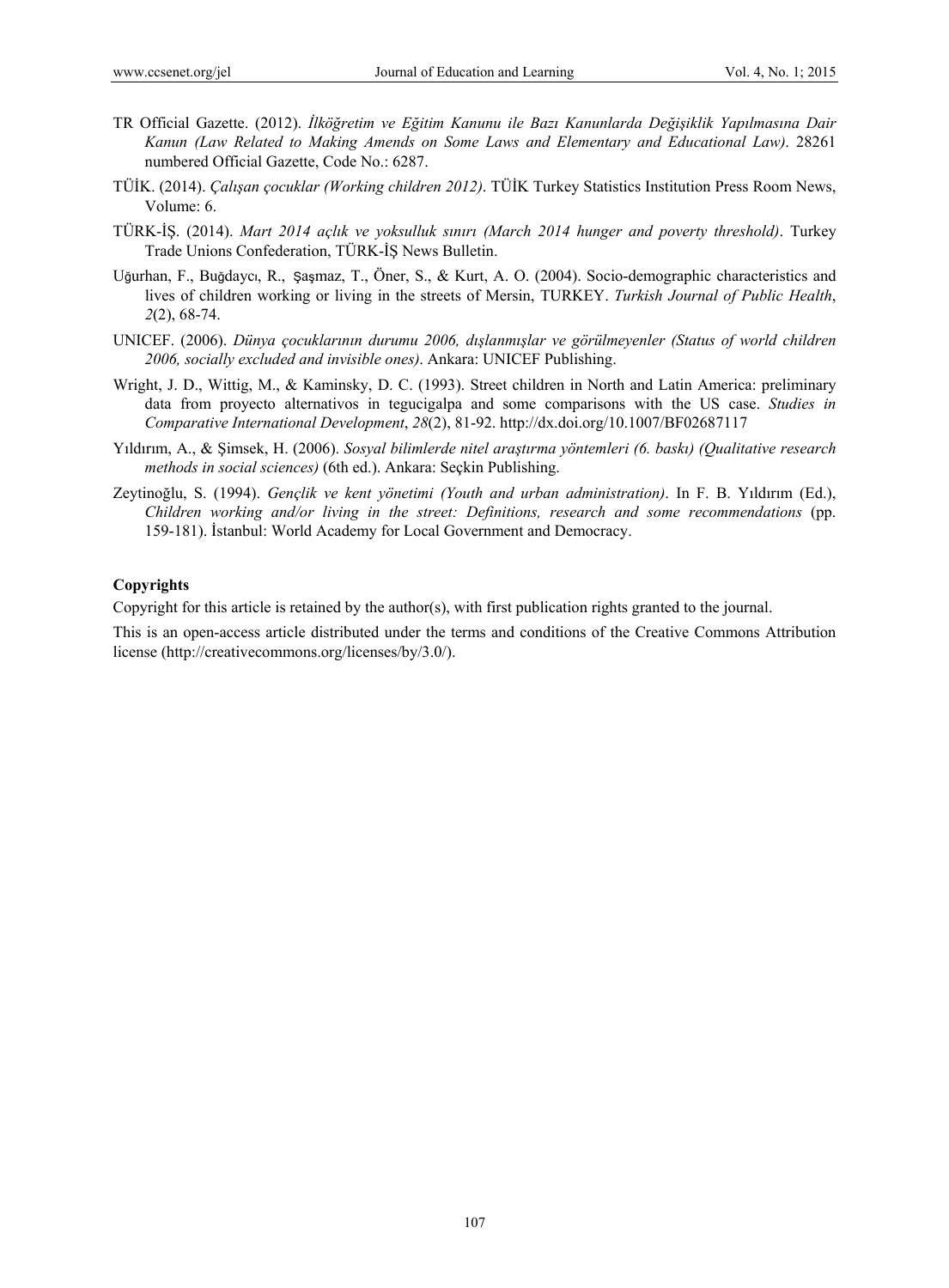TR Official Gazette. (2012). *İlköğretim ve Eğitim Kanunu ile Bazı Kanunlarda Değişiklik Yapılmasına Dair Kanun (Law Related to Making Amends on Some Laws and Elementary and Educational Law)*. 28261 numbered Official Gazette, Code No.: 6287.

TÜİK. (2014). *Çalışan çocuklar (Working children 2012)*. TÜİK Turkey Statistics Institution Press Room News, Volume: 6.

TÜRK-İŞ. (2014). *Mart 2014 açlık ve yoksulluk sınırı (March 2014 hunger and poverty threshold)*. Turkey Trade Unions Confederation, TÜRK-İŞ News Bulletin.

Uğurhan, F., Buğdaycı, R., Şaşmaz, T., Öner, S., & Kurt, A. O. (2004). Socio-demographic characteristics and lives of children working or living in the streets of Mersin, TURKEY. *Turkish Journal of Public Health*, *2*(2), 68-74.

UNICEF. (2006). *Dünya çocuklarının durumu 2006, dışlanmışlar ve görülmeyenler (Status of world children 2006, socially excluded and invisible ones)*. Ankara: UNICEF Publishing.

Wright, J. D., Wittig, M., & Kaminsky, D. C. (1993). Street children in North and Latin America: preliminary data from proyecto alternativos in tegucigalpa and some comparisons with the US case. *Studies in Comparative International Development*, *28*(2), 81-92. http://dx.doi.org/10.1007/BF02687117

Yıldırım, A., & Şimsek, H. (2006). *Sosyal bilimlerde nitel araştırma yöntemleri (6. baskı) (Qualitative research methods in social sciences)* (6th ed.). Ankara: Seçkin Publishing.

Zeytinoğlu, S. (1994). *Gençlik ve kent yönetimi (Youth and urban administration)*. In F. B. Yıldırım (Ed.), *Children working and/or living in the street: Definitions, research and some recommendations* (pp. 159-181). İstanbul: World Academy for Local Government and Democracy.

**Copyrights**

Copyright for this article is retained by the author(s), with first publication rights granted to the journal.

This is an open-access article distributed under the terms and conditions of the Creative Commons Attribution license (http://creativecommons.org/licenses/by/3.0/).